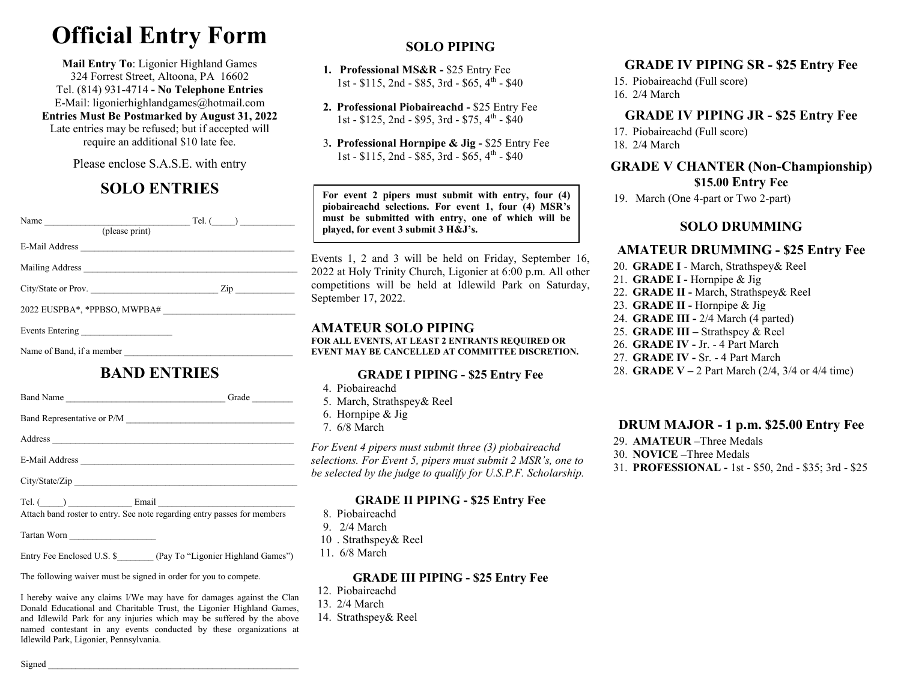# Official Entry Form

**Mail Entry To**: Ligonier Highland Games
324 Forrest Street, Altoona, PA 16602
Tel. (814) 931-4714 **- No Telephone Entries**
E-Mail: ligonierhighlandgames@hotmail.com
**Entries Must Be Postmarked by August 31, 2022**
Late entries may be refused; but if accepted will require an additional $10 late fee.

Please enclose S.A.S.E. with entry

## SOLO ENTRIES

Name ______________________________ Tel. (_____) ____________
(please print)

E-Mail Address ______________________________________________

Mailing Address ______________________________________________

City/State or Prov. ___________________________ Zip ____________

2022 EUSPBA*, *PPBSO, MWPBA# ____________________________

Events Entering ___________________

Name of Band, if a member ____________________________________

## BAND ENTRIES

Band Name __________________________________ Grade ________

Band Representative or P/M ____________________________________

Address ____________________________________________________

E-Mail Address ______________________________________________

City/State/Zip _______________________________________________

Tel. (_____) _____________ Email ______________________________
Attach band roster to entry. See note regarding entry passes for members

Tartan Worn __________________

Entry Fee Enclosed U.S. $________ (Pay To "Ligonier Highland Games")

The following waiver must be signed in order for you to compete.

I hereby waive any claims I/We may have for damages against the Clan Donald Educational and Charitable Trust, the Ligonier Highland Games, and Idlewild Park for any injuries which may be suffered by the above named contestant in any events conducted by these organizations at Idlewild Park, Ligonier, Pennsylvania.

Signed ______________________________________________________

## SOLO PIPING

1. **Professional MS&R -** $25 Entry Fee
   1st - $115, 2nd - $85, 3rd - $65, 4th - $40
2. **Professional Piobaireachd -** $25 Entry Fee
   1st - $125, 2nd - $95, 3rd - $75, 4th - $40
3. **Professional Hornpipe & Jig -** $25 Entry Fee
   1st - $115, 2nd - $85, 3rd - $65, 4th - $40

**For event 2 pipers must submit with entry, four (4) piobaireachd selections. For event 1, four (4) MSR's must be submitted with entry, one of which will be played, for event 3 submit 3 H&J's.**

Events 1, 2 and 3 will be held on Friday, September 16, 2022 at Holy Trinity Church, Ligonier at 6:00 p.m. All other competitions will be held at Idlewild Park on Saturday, September 17, 2022.

### AMATEUR SOLO PIPING

**FOR ALL EVENTS, AT LEAST 2 ENTRANTS REQUIRED OR EVENT MAY BE CANCELLED AT COMMITTEE DISCRETION.**

#### GRADE I PIPING - $25 Entry Fee

4. Piobaireachd
5. March, Strathspey& Reel
6. Hornpipe & Jig
7. 6/8 March

*For Event 4 pipers must submit three (3) piobaireachd selections. For Event 5, pipers must submit 2 MSR's, one to be selected by the judge to qualify for U.S.P.F. Scholarship.*

#### GRADE II PIPING - $25 Entry Fee

8. Piobaireachd
9. 2/4 March
10. Strathspey& Reel
11. 6/8 March

#### GRADE III PIPING - $25 Entry Fee

12. Piobaireachd
13. 2/4 March
14. Strathspey& Reel

#### GRADE IV PIPING SR - $25 Entry Fee

15. Piobaireachd (Full score)
16. 2/4 March

#### GRADE IV PIPING JR - $25 Entry Fee

17. Piobaireachd (Full score)
18. 2/4 March

#### GRADE V CHANTER (Non-Championship) $15.00 Entry Fee

19. March (One 4-part or Two 2-part)

### SOLO DRUMMING

#### AMATEUR DRUMMING - $25 Entry Fee

20. **GRADE I** - March, Strathspey& Reel
21. **GRADE I -** Hornpipe & Jig
22. **GRADE II -** March, Strathspey& Reel
23. **GRADE II -** Hornpipe & Jig
24. **GRADE III -** 2/4 March (4 parted)
25. **GRADE III –** Strathspey & Reel
26. **GRADE IV -** Jr. - 4 Part March
27. **GRADE IV -** Sr. - 4 Part March
28. **GRADE V –** 2 Part March (2/4, 3/4 or 4/4 time)

#### DRUM MAJOR - 1 p.m. $25.00 Entry Fee

29. **AMATEUR –**Three Medals
30. **NOVICE –**Three Medals
31. **PROFESSIONAL -** 1st - $50, 2nd - $35; 3rd - $25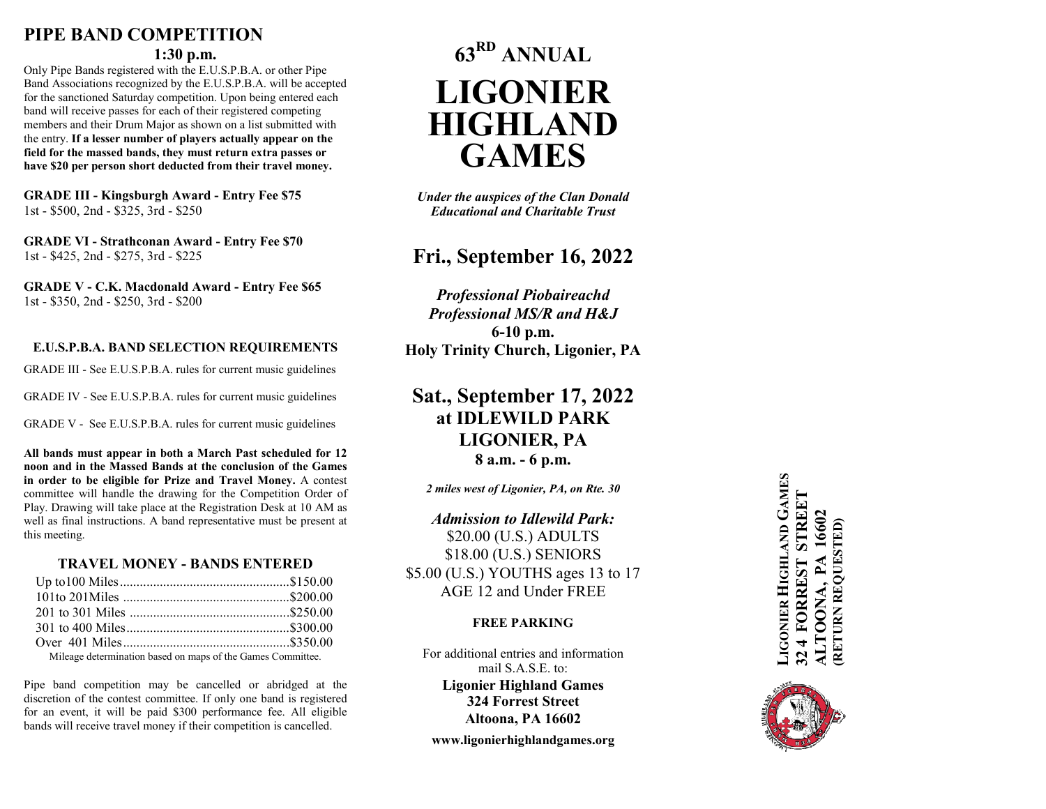## PIPE BAND COMPETITION

**1:30 p.m.**

Only Pipe Bands registered with the E.U.S.P.B.A. or other Pipe Band Associations recognized by the E.U.S.P.B.A. will be accepted for the sanctioned Saturday competition. Upon being entered each band will receive passes for each of their registered competing members and their Drum Major as shown on a list submitted with the entry. **If a lesser number of players actually appear on the field for the massed bands, they must return extra passes or have $20 per person short deducted from their travel money.**

**GRADE III - Kingsburgh Award - Entry Fee $75**
1st - $500, 2nd - $325, 3rd - $250

**GRADE VI - Strathconan Award - Entry Fee $70**
1st - $425, 2nd - $275, 3rd - $225

**GRADE V - C.K. Macdonald Award - Entry Fee $65**
1st - $350, 2nd - $250, 3rd - $200

### E.U.S.P.B.A. BAND SELECTION REQUIREMENTS

GRADE III - See E.U.S.P.B.A. rules for current music guidelines

GRADE IV - See E.U.S.P.B.A. rules for current music guidelines

GRADE V - See E.U.S.P.B.A. rules for current music guidelines

**All bands must appear in both a March Past scheduled for 12 noon and in the Massed Bands at the conclusion of the Games in order to be eligible for Prize and Travel Money.** A contest committee will handle the drawing for the Competition Order of Play. Drawing will take place at the Registration Desk at 10 AM as well as final instructions. A band representative must be present at this meeting.

### TRAVEL MONEY - BANDS ENTERED

| | |
|---|---|
| Up to100 Miles | $150.00 |
| 101to 201Miles | $200.00 |
| 201 to 301 Miles | $250.00 |
| 301 to 400 Miles | $300.00 |
| Over 401 Miles | $350.00 |

Mileage determination based on maps of the Games Committee.

Pipe band competition may be cancelled or abridged at the discretion of the contest committee. If only one band is registered for an event, it will be paid $300 performance fee. All eligible bands will receive travel money if their competition is cancelled.

**63RD ANNUAL**

# LIGONIER HIGHLAND GAMES

***Under the auspices of the Clan Donald Educational and Charitable Trust***

## Fri., September 16, 2022

***Professional Piobaireachd***
***Professional MS/R and H&J***
**6-10 p.m.**
**Holy Trinity Church, Ligonier, PA**

## Sat., September 17, 2022

**at IDLEWILD PARK**
**LIGONIER, PA**
**8 a.m. - 6 p.m.**

***2 miles west of Ligonier, PA, on Rte. 30***

***Admission to Idlewild Park:***
$20.00 (U.S.) ADULTS
$18.00 (U.S.) SENIORS
$5.00 (U.S.) YOUTHS ages 13 to 17
AGE 12 and Under FREE

**FREE PARKING**

For additional entries and information mail S.A.S.E. to:
**Ligonier Highland Games**
**324 Forrest Street**
**Altoona, PA 16602**

**www.ligonierhighlandgames.org**

**LIGONIER HIGHLAND GAMES**
**32 4 FORREST STREET**
**ALTOONA, PA 16602**
**(RETURN REQUESTED)**